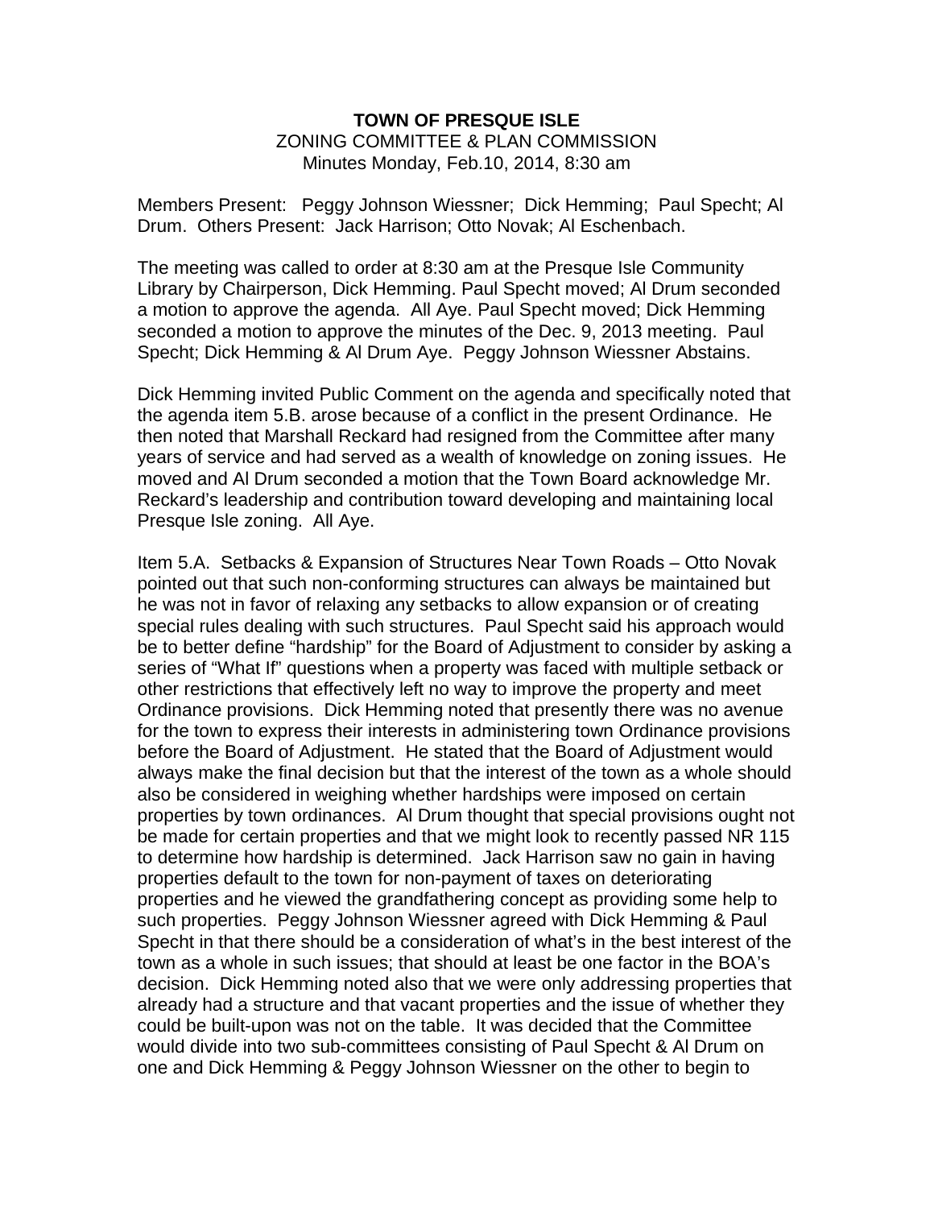**TOWN OF PRESQUE ISLE**

ZONING COMMITTEE & PLAN COMMISSION

Minutes Monday, Feb.10, 2014, 8:30 am

Members Present: Peggy Johnson Wiessner; Dick Hemming; Paul Specht; Al Drum. Others Present: Jack Harrison; Otto Novak; Al Eschenbach.

The meeting was called to order at 8:30 am at the Presque Isle Community Library by Chairperson, Dick Hemming. Paul Specht moved; Al Drum seconded a motion to approve the agenda. All Aye. Paul Specht moved; Dick Hemming seconded a motion to approve the minutes of the Dec. 9, 2013 meeting. Paul Specht; Dick Hemming & Al Drum Aye. Peggy Johnson Wiessner Abstains.

Dick Hemming invited Public Comment on the agenda and specifically noted that the agenda item 5.B. arose because of a conflict in the present Ordinance. He then noted that Marshall Reckard had resigned from the Committee after many years of service and had served as a wealth of knowledge on zoning issues. He moved and Al Drum seconded a motion that the Town Board acknowledge Mr. Reckard's leadership and contribution toward developing and maintaining local Presque Isle zoning. All Aye.

Item 5.A. Setbacks & Expansion of Structures Near Town Roads – Otto Novak pointed out that such non-conforming structures can always be maintained but he was not in favor of relaxing any setbacks to allow expansion or of creating special rules dealing with such structures. Paul Specht said his approach would be to better define "hardship" for the Board of Adjustment to consider by asking a series of "What If" questions when a property was faced with multiple setback or other restrictions that effectively left no way to improve the property and meet Ordinance provisions. Dick Hemming noted that presently there was no avenue for the town to express their interests in administering town Ordinance provisions before the Board of Adjustment. He stated that the Board of Adjustment would always make the final decision but that the interest of the town as a whole should also be considered in weighing whether hardships were imposed on certain properties by town ordinances. Al Drum thought that special provisions ought not be made for certain properties and that we might look to recently passed NR 115 to determine how hardship is determined. Jack Harrison saw no gain in having properties default to the town for non-payment of taxes on deteriorating properties and he viewed the grandfathering concept as providing some help to such properties. Peggy Johnson Wiessner agreed with Dick Hemming & Paul Specht in that there should be a consideration of what's in the best interest of the town as a whole in such issues; that should at least be one factor in the BOA's decision. Dick Hemming noted also that we were only addressing properties that already had a structure and that vacant properties and the issue of whether they could be built-upon was not on the table. It was decided that the Committee would divide into two sub-committees consisting of Paul Specht & Al Drum on one and Dick Hemming & Peggy Johnson Wiessner on the other to begin to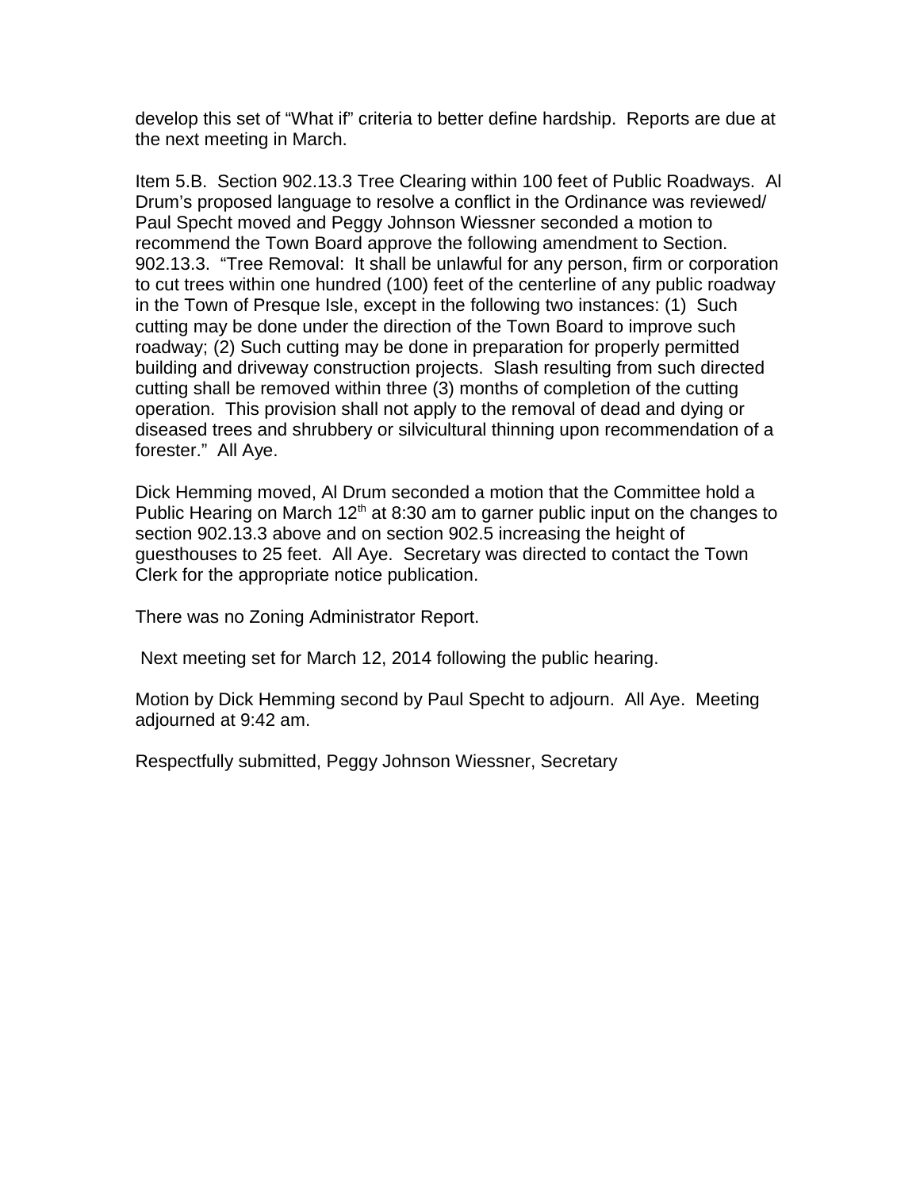develop this set of "What if" criteria to better define hardship. Reports are due at the next meeting in March.

Item 5.B. Section 902.13.3 Tree Clearing within 100 feet of Public Roadways. Al Drum's proposed language to resolve a conflict in the Ordinance was reviewed/ Paul Specht moved and Peggy Johnson Wiessner seconded a motion to recommend the Town Board approve the following amendment to Section. 902.13.3. "Tree Removal: It shall be unlawful for any person, firm or corporation to cut trees within one hundred (100) feet of the centerline of any public roadway in the Town of Presque Isle, except in the following two instances: (1) Such cutting may be done under the direction of the Town Board to improve such roadway; (2) Such cutting may be done in preparation for properly permitted building and driveway construction projects. Slash resulting from such directed cutting shall be removed within three (3) months of completion of the cutting operation. This provision shall not apply to the removal of dead and dying or diseased trees and shrubbery or silvicultural thinning upon recommendation of a forester." All Aye.

Dick Hemming moved, Al Drum seconded a motion that the Committee hold a Public Hearing on March 12th at 8:30 am to garner public input on the changes to section 902.13.3 above and on section 902.5 increasing the height of guesthouses to 25 feet. All Aye. Secretary was directed to contact the Town Clerk for the appropriate notice publication.

There was no Zoning Administrator Report.

Next meeting set for March 12, 2014 following the public hearing.

Motion by Dick Hemming second by Paul Specht to adjourn. All Aye. Meeting adjourned at 9:42 am.

Respectfully submitted, Peggy Johnson Wiessner, Secretary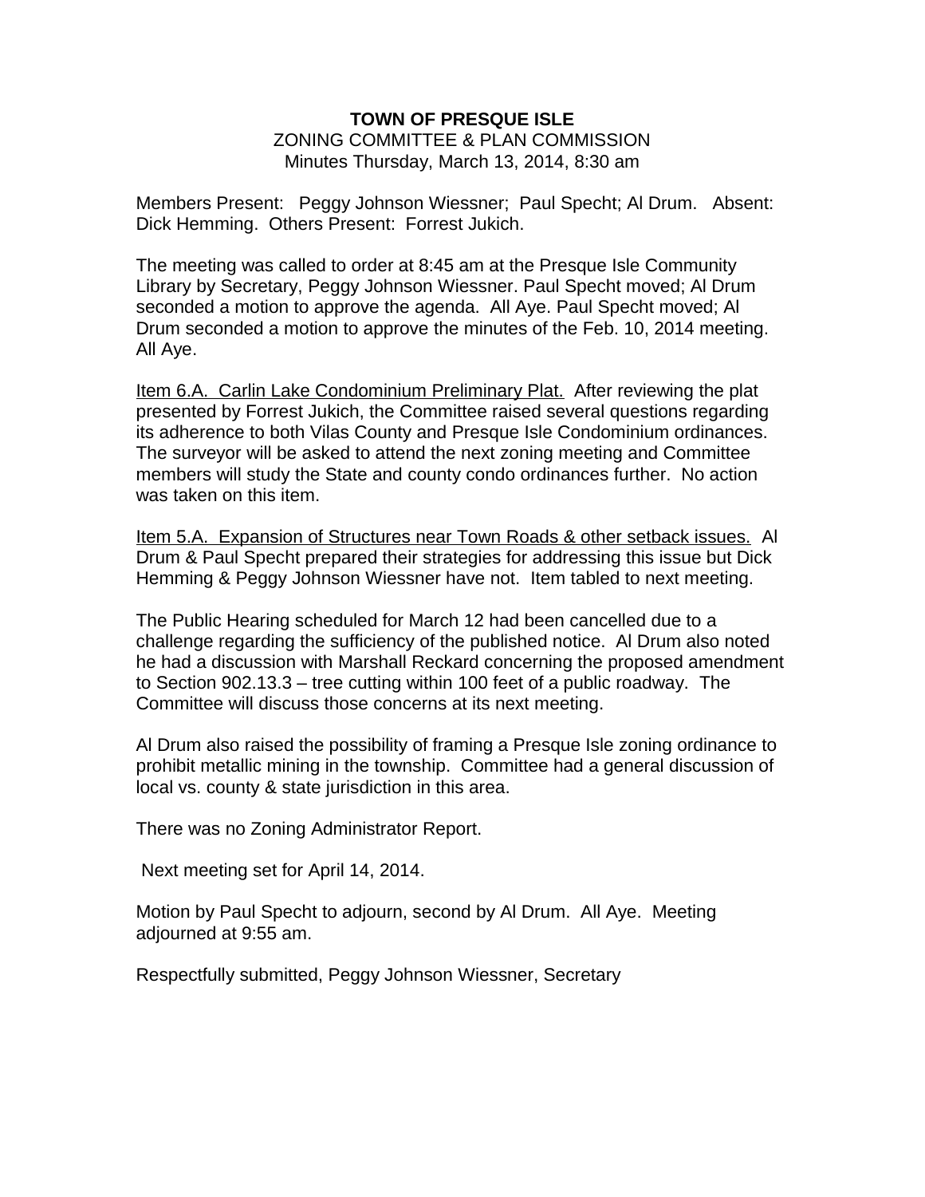**TOWN OF PRESQUE ISLE**
ZONING COMMITTEE & PLAN COMMISSION
Minutes Thursday, March 13, 2014, 8:30 am

Members Present: Peggy Johnson Wiessner; Paul Specht; Al Drum. Absent: Dick Hemming. Others Present: Forrest Jukich.

The meeting was called to order at 8:45 am at the Presque Isle Community Library by Secretary, Peggy Johnson Wiessner. Paul Specht moved; Al Drum seconded a motion to approve the agenda. All Aye. Paul Specht moved; Al Drum seconded a motion to approve the minutes of the Feb. 10, 2014 meeting. All Aye.

Item 6.A. Carlin Lake Condominium Preliminary Plat. After reviewing the plat presented by Forrest Jukich, the Committee raised several questions regarding its adherence to both Vilas County and Presque Isle Condominium ordinances. The surveyor will be asked to attend the next zoning meeting and Committee members will study the State and county condo ordinances further. No action was taken on this item.

Item 5.A. Expansion of Structures near Town Roads & other setback issues. Al Drum & Paul Specht prepared their strategies for addressing this issue but Dick Hemming & Peggy Johnson Wiessner have not. Item tabled to next meeting.

The Public Hearing scheduled for March 12 had been cancelled due to a challenge regarding the sufficiency of the published notice. Al Drum also noted he had a discussion with Marshall Reckard concerning the proposed amendment to Section 902.13.3 – tree cutting within 100 feet of a public roadway. The Committee will discuss those concerns at its next meeting.

Al Drum also raised the possibility of framing a Presque Isle zoning ordinance to prohibit metallic mining in the township. Committee had a general discussion of local vs. county & state jurisdiction in this area.

There was no Zoning Administrator Report.

Next meeting set for April 14, 2014.

Motion by Paul Specht to adjourn, second by Al Drum. All Aye. Meeting adjourned at 9:55 am.

Respectfully submitted, Peggy Johnson Wiessner, Secretary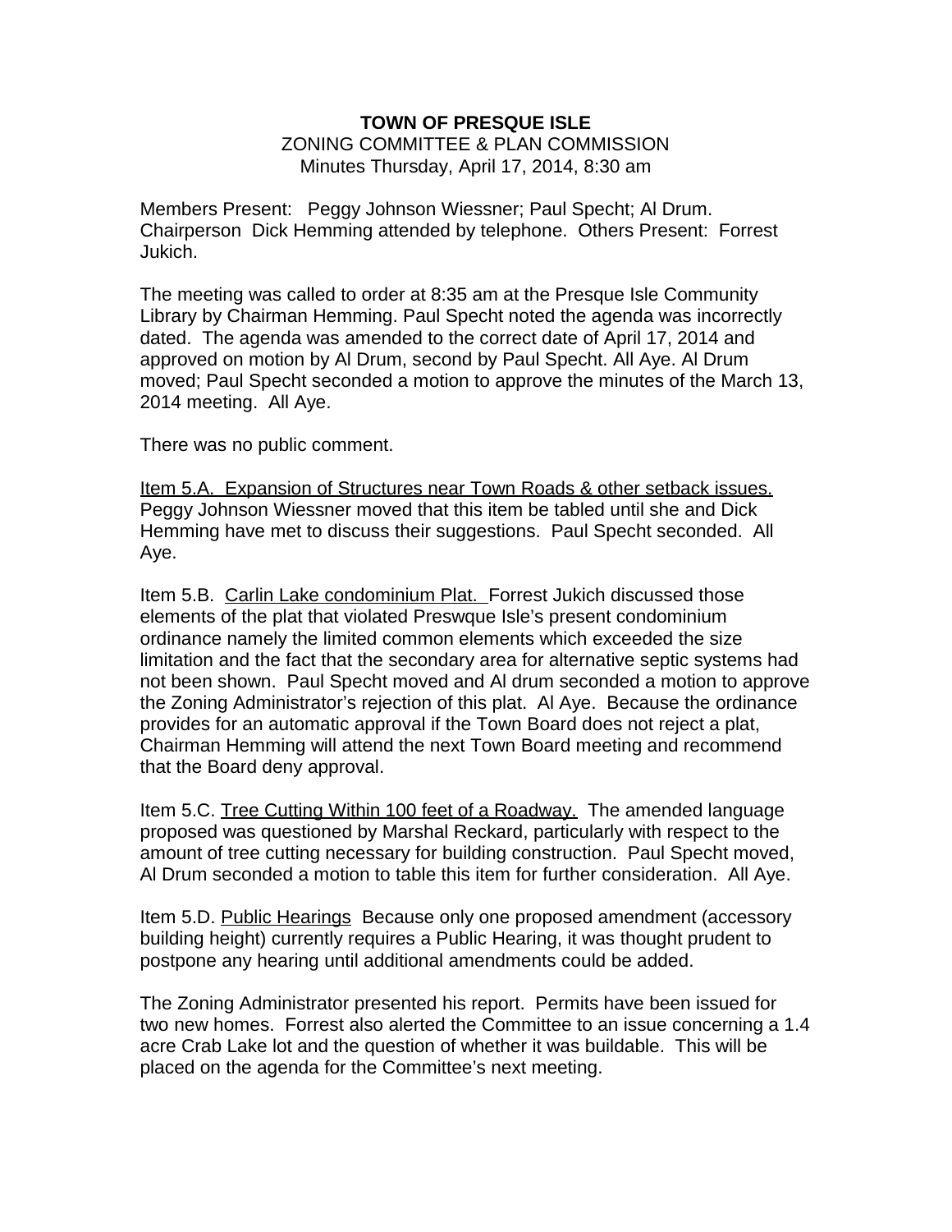**TOWN OF PRESQUE ISLE**

ZONING COMMITTEE & PLAN COMMISSION

Minutes Thursday, April 17, 2014, 8:30 am

Members Present: Peggy Johnson Wiessner; Paul Specht; Al Drum. Chairperson Dick Hemming attended by telephone. Others Present: Forrest Jukich.

The meeting was called to order at 8:35 am at the Presque Isle Community Library by Chairman Hemming. Paul Specht noted the agenda was incorrectly dated. The agenda was amended to the correct date of April 17, 2014 and approved on motion by Al Drum, second by Paul Specht. All Aye. Al Drum moved; Paul Specht seconded a motion to approve the minutes of the March 13, 2014 meeting. All Aye.

There was no public comment.

Item 5.A. Expansion of Structures near Town Roads & other setback issues. Peggy Johnson Wiessner moved that this item be tabled until she and Dick Hemming have met to discuss their suggestions. Paul Specht seconded. All Aye.

Item 5.B. Carlin Lake condominium Plat. Forrest Jukich discussed those elements of the plat that violated Preswque Isle's present condominium ordinance namely the limited common elements which exceeded the size limitation and the fact that the secondary area for alternative septic systems had not been shown. Paul Specht moved and Al drum seconded a motion to approve the Zoning Administrator's rejection of this plat. Al Aye. Because the ordinance provides for an automatic approval if the Town Board does not reject a plat, Chairman Hemming will attend the next Town Board meeting and recommend that the Board deny approval.

Item 5.C. Tree Cutting Within 100 feet of a Roadway. The amended language proposed was questioned by Marshal Reckard, particularly with respect to the amount of tree cutting necessary for building construction. Paul Specht moved, Al Drum seconded a motion to table this item for further consideration. All Aye.

Item 5.D. Public Hearings Because only one proposed amendment (accessory building height) currently requires a Public Hearing, it was thought prudent to postpone any hearing until additional amendments could be added.

The Zoning Administrator presented his report. Permits have been issued for two new homes. Forrest also alerted the Committee to an issue concerning a 1.4 acre Crab Lake lot and the question of whether it was buildable. This will be placed on the agenda for the Committee's next meeting.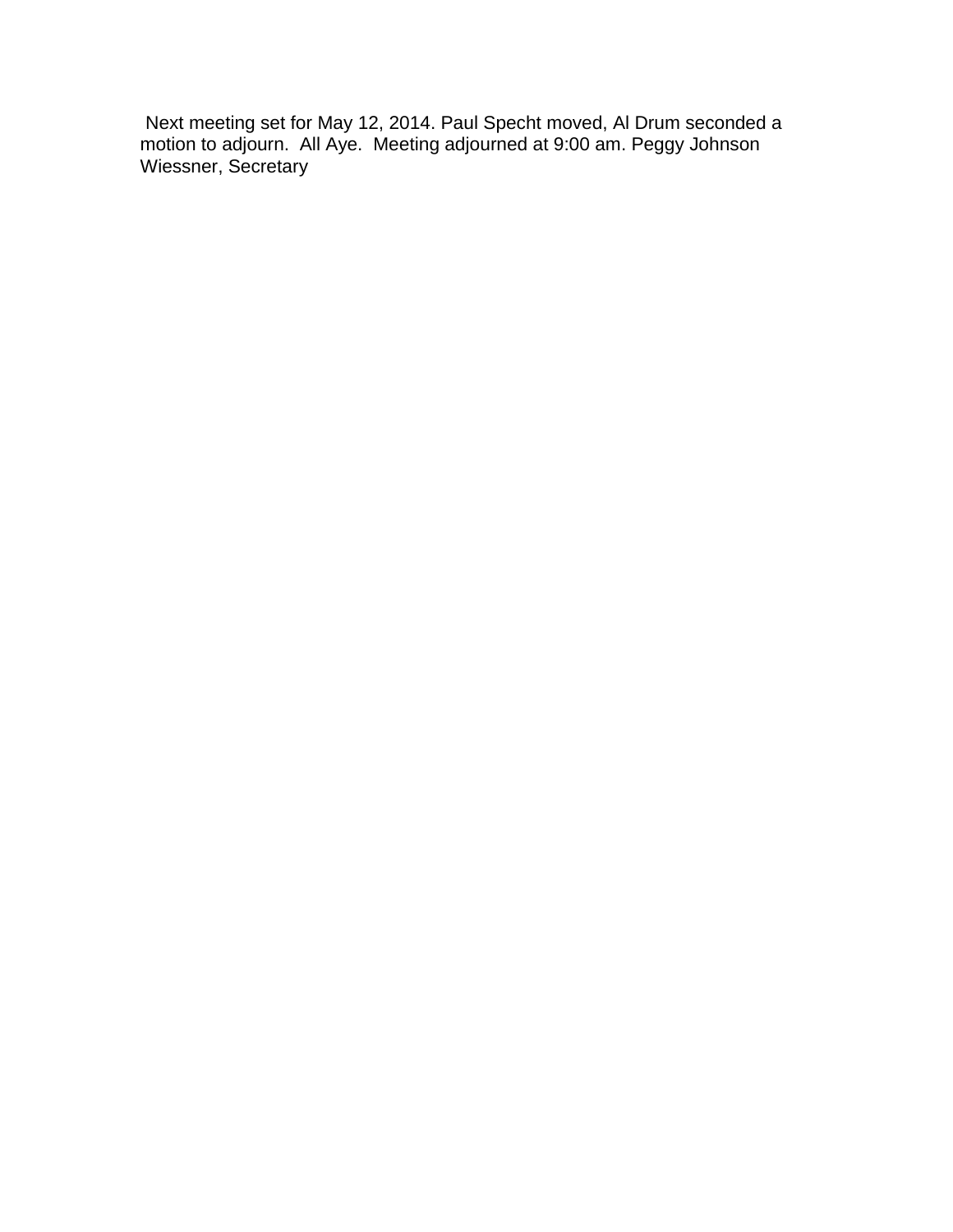Next meeting set for May 12, 2014. Paul Specht moved, Al Drum seconded a motion to adjourn.  All Aye.  Meeting adjourned at 9:00 am. Peggy Johnson Wiessner, Secretary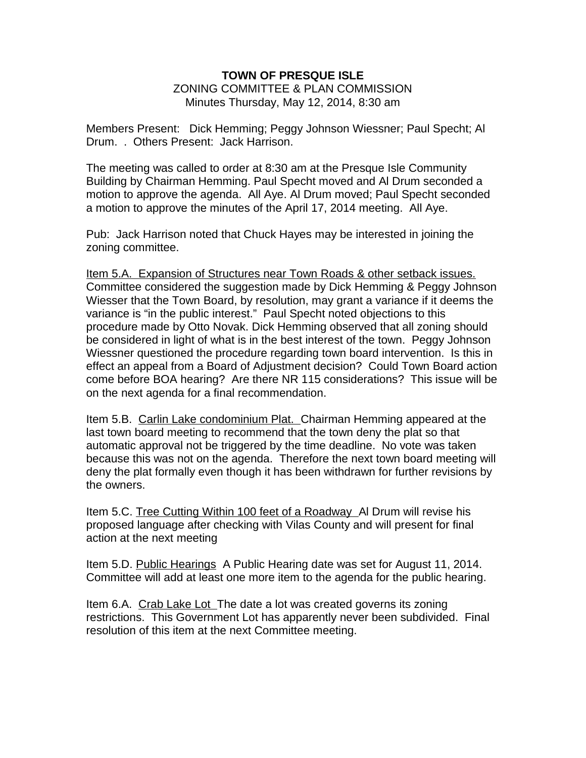**TOWN OF PRESQUE ISLE**

ZONING COMMITTEE & PLAN COMMISSION

Minutes Thursday, May 12, 2014, 8:30 am

Members Present: Dick Hemming; Peggy Johnson Wiessner; Paul Specht; Al Drum. . Others Present: Jack Harrison.

The meeting was called to order at 8:30 am at the Presque Isle Community Building by Chairman Hemming. Paul Specht moved and Al Drum seconded a motion to approve the agenda. All Aye. Al Drum moved; Paul Specht seconded a motion to approve the minutes of the April 17, 2014 meeting. All Aye.

Pub: Jack Harrison noted that Chuck Hayes may be interested in joining the zoning committee.

Item 5.A. Expansion of Structures near Town Roads & other setback issues. Committee considered the suggestion made by Dick Hemming & Peggy Johnson Wiesser that the Town Board, by resolution, may grant a variance if it deems the variance is "in the public interest." Paul Specht noted objections to this procedure made by Otto Novak. Dick Hemming observed that all zoning should be considered in light of what is in the best interest of the town. Peggy Johnson Wiessner questioned the procedure regarding town board intervention. Is this in effect an appeal from a Board of Adjustment decision? Could Town Board action come before BOA hearing? Are there NR 115 considerations? This issue will be on the next agenda for a final recommendation.

Item 5.B. Carlin Lake condominium Plat. Chairman Hemming appeared at the last town board meeting to recommend that the town deny the plat so that automatic approval not be triggered by the time deadline. No vote was taken because this was not on the agenda. Therefore the next town board meeting will deny the plat formally even though it has been withdrawn for further revisions by the owners.

Item 5.C. Tree Cutting Within 100 feet of a Roadway Al Drum will revise his proposed language after checking with Vilas County and will present for final action at the next meeting

Item 5.D. Public Hearings A Public Hearing date was set for August 11, 2014. Committee will add at least one more item to the agenda for the public hearing.

Item 6.A. Crab Lake Lot The date a lot was created governs its zoning restrictions. This Government Lot has apparently never been subdivided. Final resolution of this item at the next Committee meeting.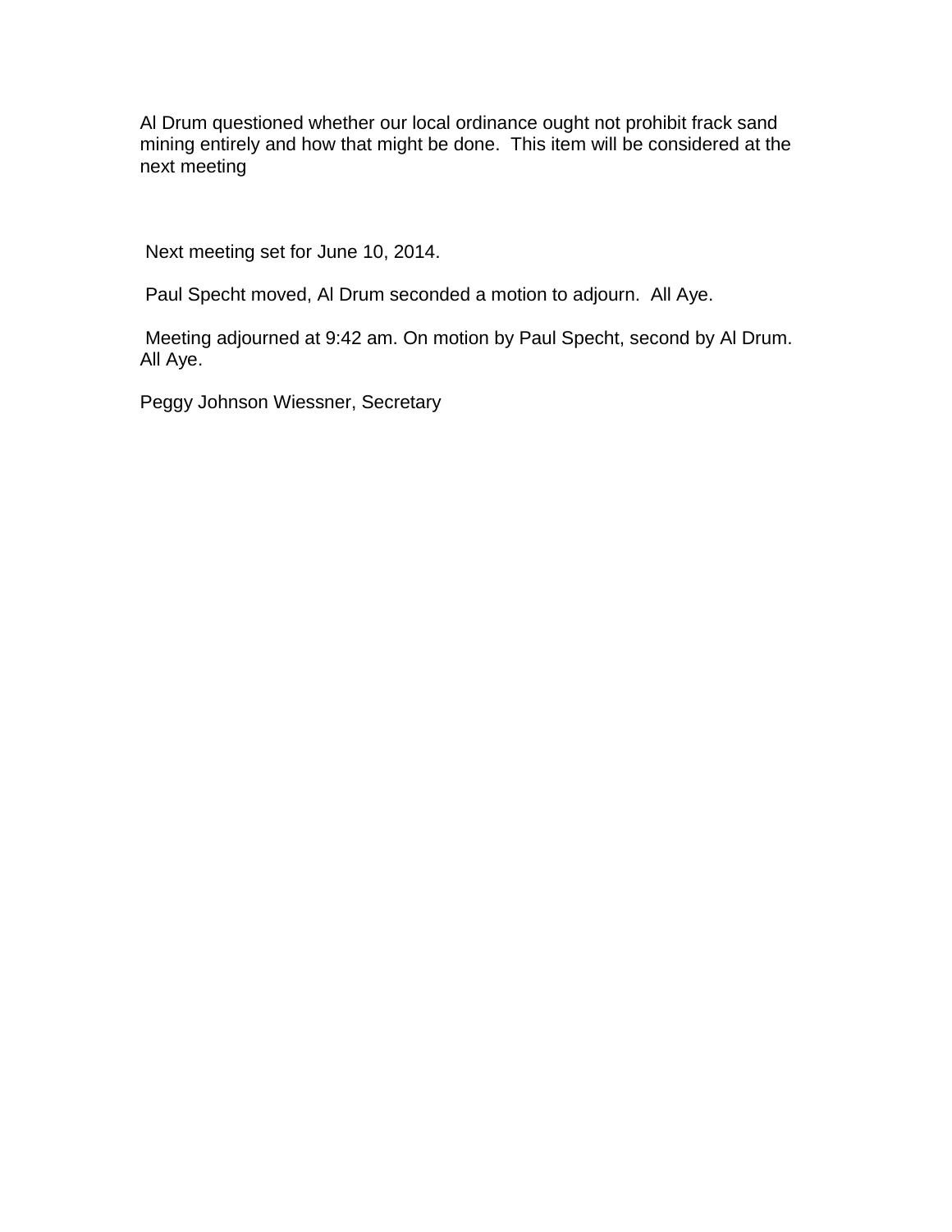Al Drum questioned whether our local ordinance ought not prohibit frack sand mining entirely and how that might be done.  This item will be considered at the next meeting

Next meeting set for June 10, 2014.

Paul Specht moved, Al Drum seconded a motion to adjourn.  All Aye.

Meeting adjourned at 9:42 am. On motion by Paul Specht, second by Al Drum. All Aye.

Peggy Johnson Wiessner, Secretary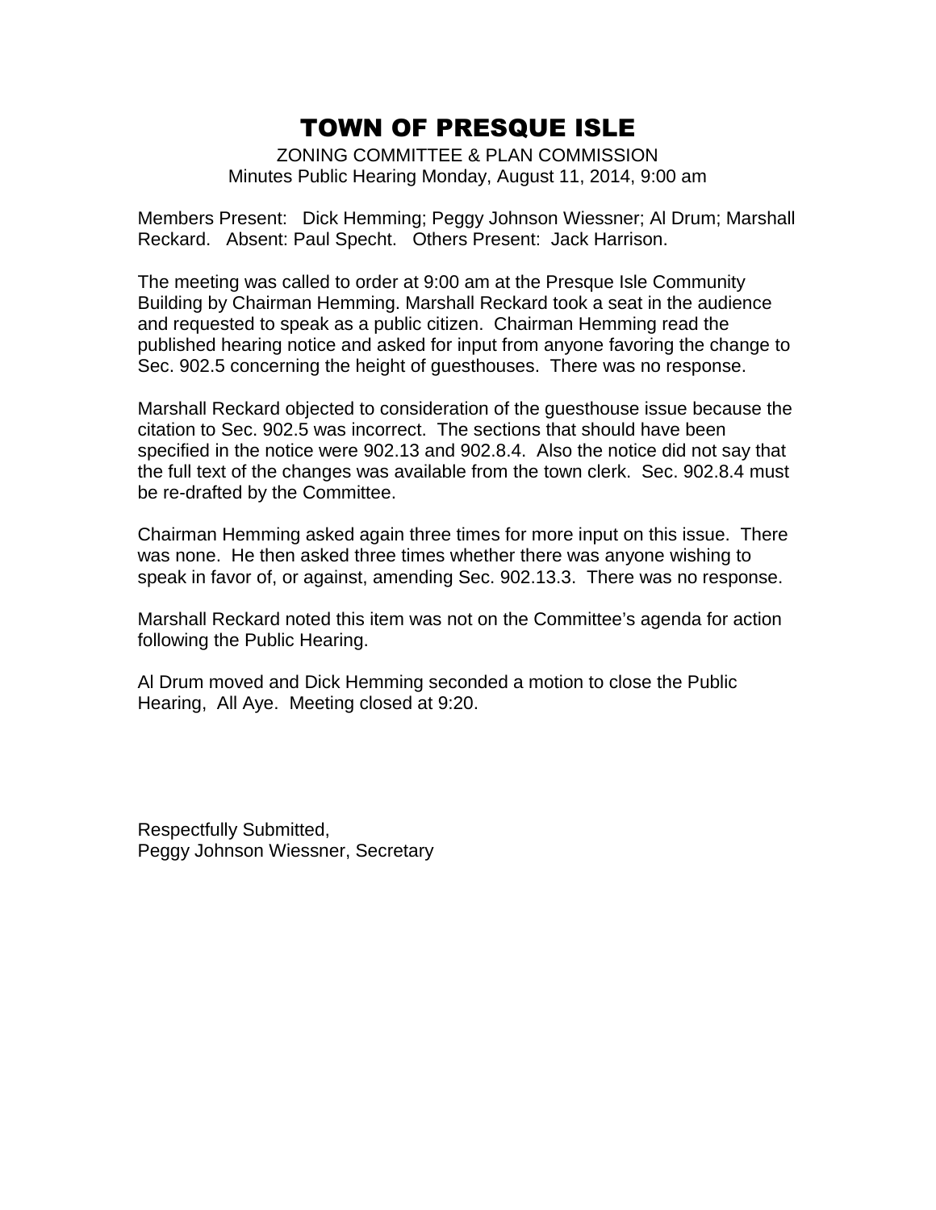# TOWN OF PRESQUE ISLE

ZONING COMMITTEE & PLAN COMMISSION
Minutes Public Hearing Monday, August 11, 2014, 9:00 am

Members Present: Dick Hemming; Peggy Johnson Wiessner; Al Drum; Marshall Reckard. Absent: Paul Specht. Others Present: Jack Harrison.

The meeting was called to order at 9:00 am at the Presque Isle Community Building by Chairman Hemming. Marshall Reckard took a seat in the audience and requested to speak as a public citizen. Chairman Hemming read the published hearing notice and asked for input from anyone favoring the change to Sec. 902.5 concerning the height of guesthouses. There was no response.

Marshall Reckard objected to consideration of the guesthouse issue because the citation to Sec. 902.5 was incorrect. The sections that should have been specified in the notice were 902.13 and 902.8.4. Also the notice did not say that the full text of the changes was available from the town clerk. Sec. 902.8.4 must be re-drafted by the Committee.

Chairman Hemming asked again three times for more input on this issue. There was none. He then asked three times whether there was anyone wishing to speak in favor of, or against, amending Sec. 902.13.3. There was no response.

Marshall Reckard noted this item was not on the Committee's agenda for action following the Public Hearing.

Al Drum moved and Dick Hemming seconded a motion to close the Public Hearing, All Aye. Meeting closed at 9:20.

Respectfully Submitted,
Peggy Johnson Wiessner, Secretary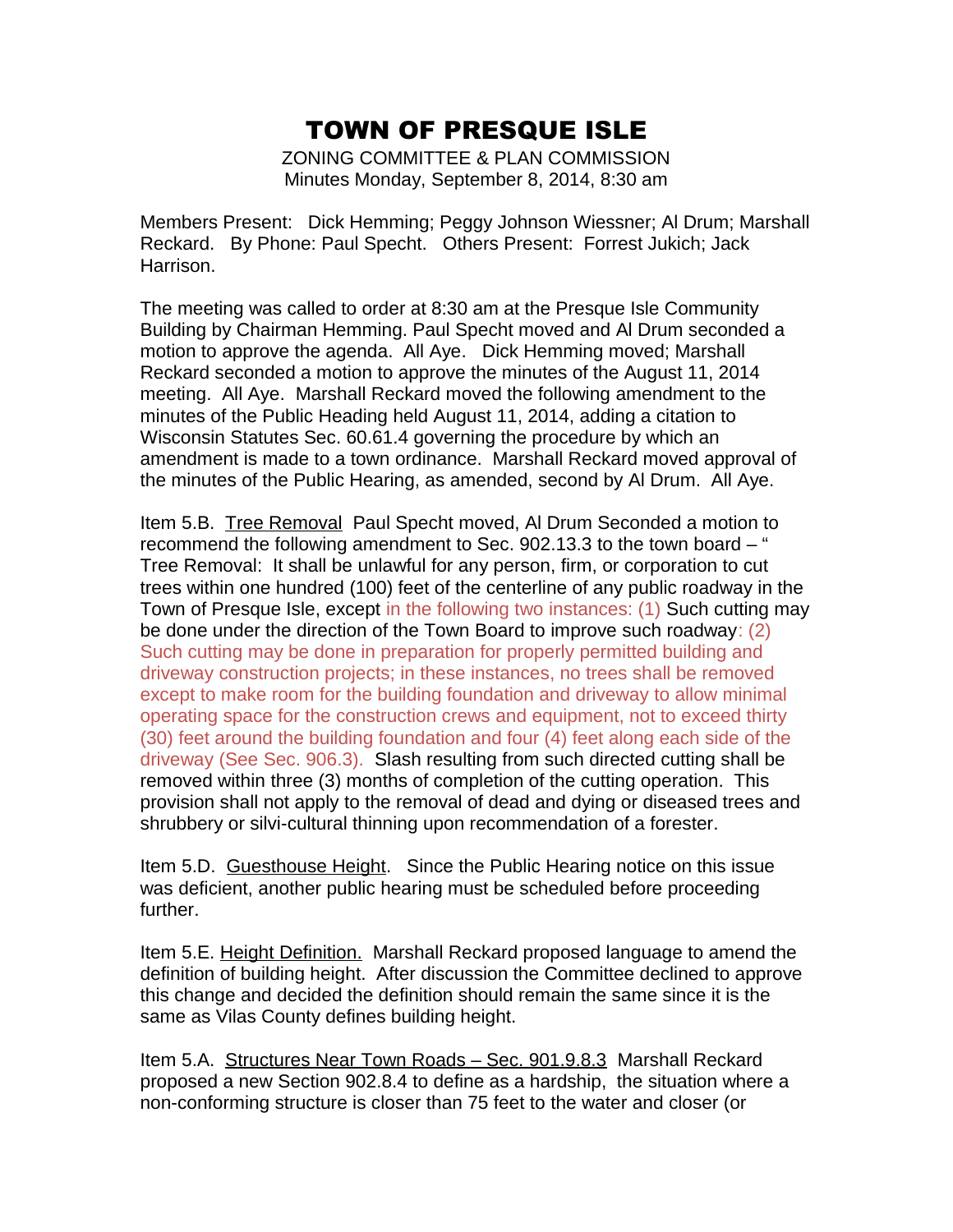# TOWN OF PRESQUE ISLE

ZONING COMMITTEE & PLAN COMMISSION
Minutes Monday, September 8, 2014, 8:30 am

Members Present: Dick Hemming; Peggy Johnson Wiessner; Al Drum; Marshall Reckard. By Phone: Paul Specht. Others Present: Forrest Jukich; Jack Harrison.

The meeting was called to order at 8:30 am at the Presque Isle Community Building by Chairman Hemming. Paul Specht moved and Al Drum seconded a motion to approve the agenda. All Aye. Dick Hemming moved; Marshall Reckard seconded a motion to approve the minutes of the August 11, 2014 meeting. All Aye. Marshall Reckard moved the following amendment to the minutes of the Public Heading held August 11, 2014, adding a citation to Wisconsin Statutes Sec. 60.61.4 governing the procedure by which an amendment is made to a town ordinance. Marshall Reckard moved approval of the minutes of the Public Hearing, as amended, second by Al Drum. All Aye.

Item 5.B. <u>Tree Removal</u> Paul Specht moved, Al Drum Seconded a motion to recommend the following amendment to Sec. 902.13.3 to the town board – " Tree Removal: It shall be unlawful for any person, firm, or corporation to cut trees within one hundred (100) feet of the centerline of any public roadway in the Town of Presque Isle, except in the following two instances: (1) Such cutting may be done under the direction of the Town Board to improve such roadway: (2) Such cutting may be done in preparation for properly permitted building and driveway construction projects; in these instances, no trees shall be removed except to make room for the building foundation and driveway to allow minimal operating space for the construction crews and equipment, not to exceed thirty (30) feet around the building foundation and four (4) feet along each side of the driveway (See Sec. 906.3). Slash resulting from such directed cutting shall be removed within three (3) months of completion of the cutting operation. This provision shall not apply to the removal of dead and dying or diseased trees and shrubbery or silvi-cultural thinning upon recommendation of a forester.

Item 5.D. <u>Guesthouse Height</u>. Since the Public Hearing notice on this issue was deficient, another public hearing must be scheduled before proceeding further.

Item 5.E. <u>Height Definition.</u> Marshall Reckard proposed language to amend the definition of building height. After discussion the Committee declined to approve this change and decided the definition should remain the same since it is the same as Vilas County defines building height.

Item 5.A. <u>Structures Near Town Roads – Sec. 901.9.8.3</u> Marshall Reckard proposed a new Section 902.8.4 to define as a hardship, the situation where a non-conforming structure is closer than 75 feet to the water and closer (or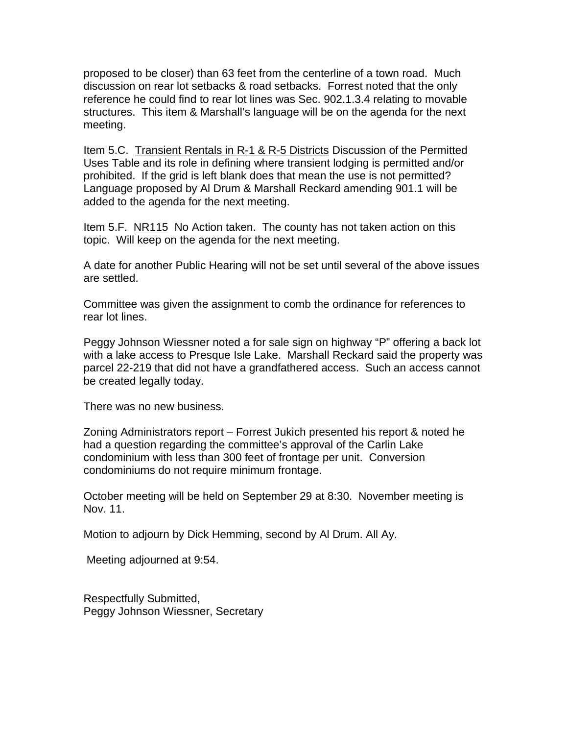proposed to be closer) than 63 feet from the centerline of a town road. Much discussion on rear lot setbacks & road setbacks. Forrest noted that the only reference he could find to rear lot lines was Sec. 902.1.3.4 relating to movable structures. This item & Marshall's language will be on the agenda for the next meeting.

Item 5.C. Transient Rentals in R-1 & R-5 Districts Discussion of the Permitted Uses Table and its role in defining where transient lodging is permitted and/or prohibited. If the grid is left blank does that mean the use is not permitted? Language proposed by Al Drum & Marshall Reckard amending 901.1 will be added to the agenda for the next meeting.

Item 5.F. NR115 No Action taken. The county has not taken action on this topic. Will keep on the agenda for the next meeting.

A date for another Public Hearing will not be set until several of the above issues are settled.

Committee was given the assignment to comb the ordinance for references to rear lot lines.

Peggy Johnson Wiessner noted a for sale sign on highway "P" offering a back lot with a lake access to Presque Isle Lake. Marshall Reckard said the property was parcel 22-219 that did not have a grandfathered access. Such an access cannot be created legally today.

There was no new business.

Zoning Administrators report – Forrest Jukich presented his report & noted he had a question regarding the committee's approval of the Carlin Lake condominium with less than 300 feet of frontage per unit. Conversion condominiums do not require minimum frontage.

October meeting will be held on September 29 at 8:30. November meeting is Nov. 11.

Motion to adjourn by Dick Hemming, second by Al Drum. All Ay.

Meeting adjourned at 9:54.

Respectfully Submitted,
Peggy Johnson Wiessner, Secretary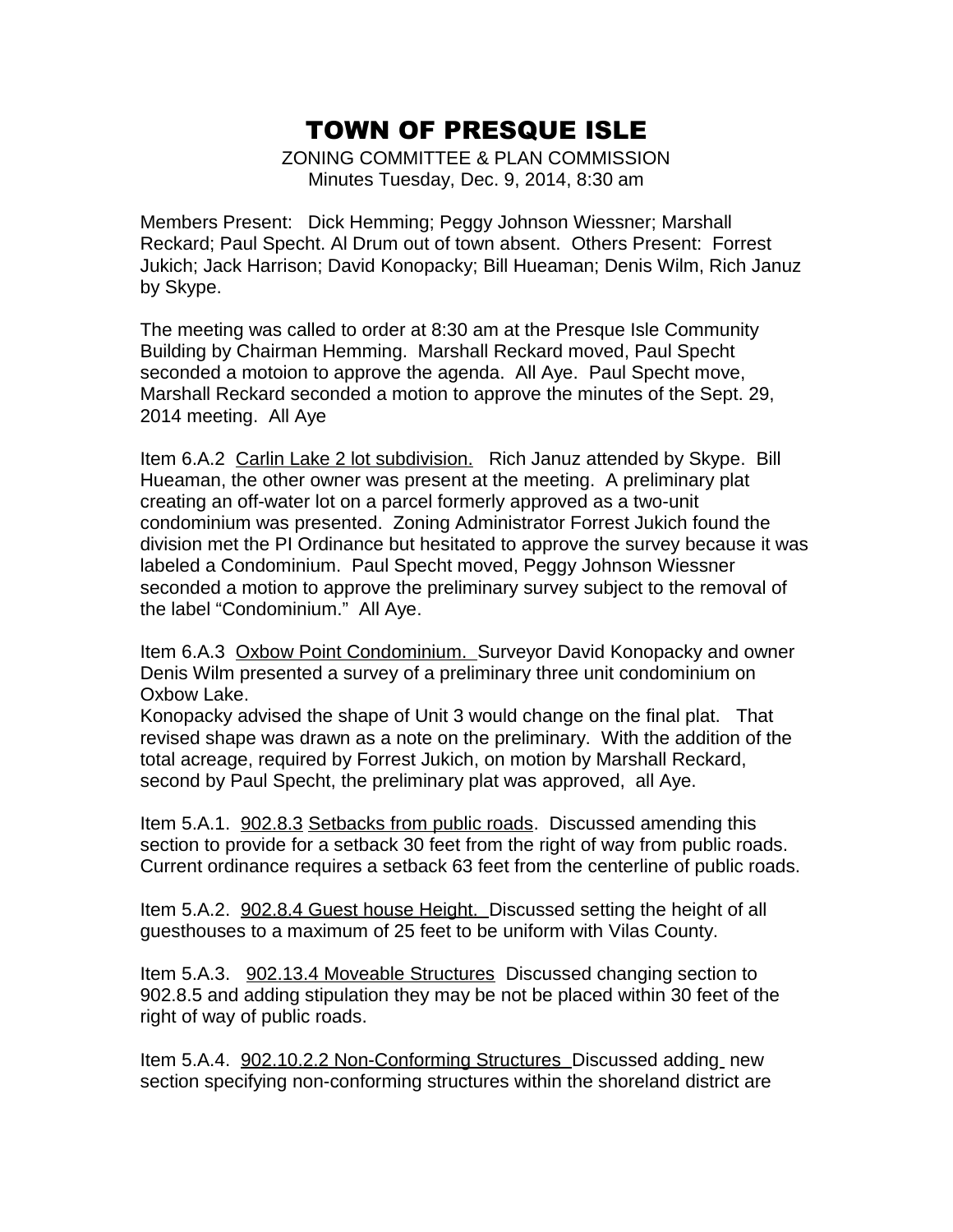# TOWN OF PRESQUE ISLE

ZONING COMMITTEE & PLAN COMMISSION
Minutes Tuesday, Dec. 9, 2014, 8:30 am

Members Present: Dick Hemming; Peggy Johnson Wiessner; Marshall Reckard; Paul Specht. Al Drum out of town absent. Others Present: Forrest Jukich; Jack Harrison; David Konopacky; Bill Hueaman; Denis Wilm, Rich Januz by Skype.

The meeting was called to order at 8:30 am at the Presque Isle Community Building by Chairman Hemming. Marshall Reckard moved, Paul Specht seconded a motoion to approve the agenda. All Aye. Paul Specht move, Marshall Reckard seconded a motion to approve the minutes of the Sept. 29, 2014 meeting. All Aye

Item 6.A.2 Carlin Lake 2 lot subdivision. Rich Januz attended by Skype. Bill Hueaman, the other owner was present at the meeting. A preliminary plat creating an off-water lot on a parcel formerly approved as a two-unit condominium was presented. Zoning Administrator Forrest Jukich found the division met the PI Ordinance but hesitated to approve the survey because it was labeled a Condominium. Paul Specht moved, Peggy Johnson Wiessner seconded a motion to approve the preliminary survey subject to the removal of the label "Condominium." All Aye.

Item 6.A.3 Oxbow Point Condominium. Surveyor David Konopacky and owner Denis Wilm presented a survey of a preliminary three unit condominium on Oxbow Lake.
Konopacky advised the shape of Unit 3 would change on the final plat. That revised shape was drawn as a note on the preliminary. With the addition of the total acreage, required by Forrest Jukich, on motion by Marshall Reckard, second by Paul Specht, the preliminary plat was approved, all Aye.

Item 5.A.1. 902.8.3 Setbacks from public roads. Discussed amending this section to provide for a setback 30 feet from the right of way from public roads. Current ordinance requires a setback 63 feet from the centerline of public roads.

Item 5.A.2. 902.8.4 Guest house Height. Discussed setting the height of all guesthouses to a maximum of 25 feet to be uniform with Vilas County.

Item 5.A.3. 902.13.4 Moveable Structures Discussed changing section to 902.8.5 and adding stipulation they may be not be placed within 30 feet of the right of way of public roads.

Item 5.A.4. 902.10.2.2 Non-Conforming Structures Discussed adding new section specifying non-conforming structures within the shoreland district are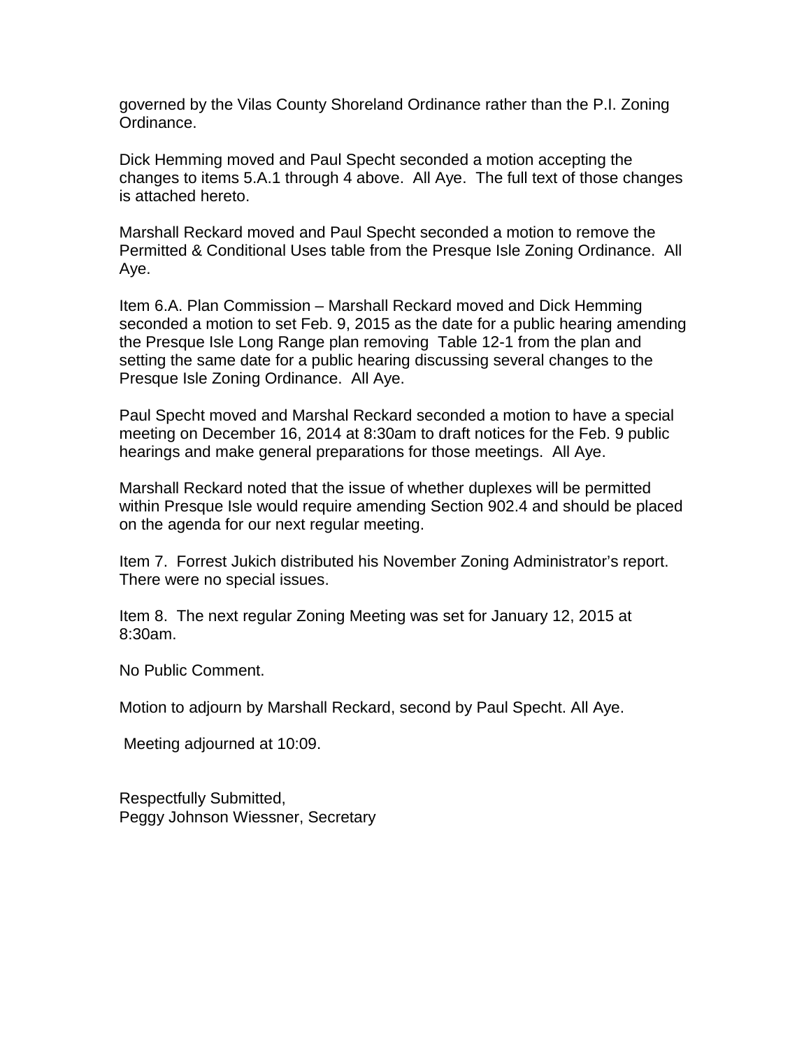governed by the Vilas County Shoreland Ordinance rather than the P.I. Zoning Ordinance.

Dick Hemming moved and Paul Specht seconded a motion accepting the changes to items 5.A.1 through 4 above. All Aye. The full text of those changes is attached hereto.

Marshall Reckard moved and Paul Specht seconded a motion to remove the Permitted & Conditional Uses table from the Presque Isle Zoning Ordinance. All Aye.

Item 6.A. Plan Commission – Marshall Reckard moved and Dick Hemming seconded a motion to set Feb. 9, 2015 as the date for a public hearing amending the Presque Isle Long Range plan removing Table 12-1 from the plan and setting the same date for a public hearing discussing several changes to the Presque Isle Zoning Ordinance. All Aye.

Paul Specht moved and Marshal Reckard seconded a motion to have a special meeting on December 16, 2014 at 8:30am to draft notices for the Feb. 9 public hearings and make general preparations for those meetings. All Aye.

Marshall Reckard noted that the issue of whether duplexes will be permitted within Presque Isle would require amending Section 902.4 and should be placed on the agenda for our next regular meeting.

Item 7. Forrest Jukich distributed his November Zoning Administrator's report. There were no special issues.

Item 8. The next regular Zoning Meeting was set for January 12, 2015 at 8:30am.

No Public Comment.

Motion to adjourn by Marshall Reckard, second by Paul Specht. All Aye.

Meeting adjourned at 10:09.

Respectfully Submitted,
Peggy Johnson Wiessner, Secretary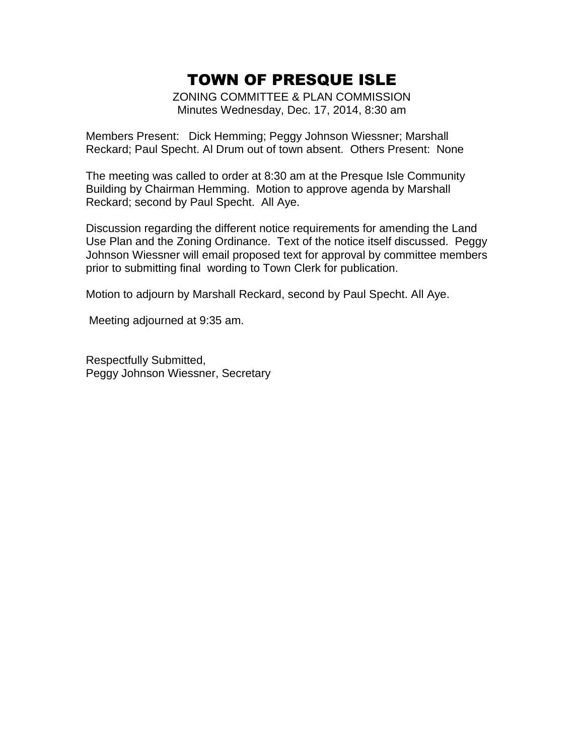# TOWN OF PRESQUE ISLE

ZONING COMMITTEE & PLAN COMMISSION
Minutes Wednesday, Dec. 17, 2014, 8:30 am

Members Present: Dick Hemming; Peggy Johnson Wiessner; Marshall Reckard; Paul Specht. Al Drum out of town absent. Others Present: None

The meeting was called to order at 8:30 am at the Presque Isle Community Building by Chairman Hemming. Motion to approve agenda by Marshall Reckard; second by Paul Specht. All Aye.

Discussion regarding the different notice requirements for amending the Land Use Plan and the Zoning Ordinance. Text of the notice itself discussed. Peggy Johnson Wiessner will email proposed text for approval by committee members prior to submitting final wording to Town Clerk for publication.

Motion to adjourn by Marshall Reckard, second by Paul Specht. All Aye.

Meeting adjourned at 9:35 am.

Respectfully Submitted,
Peggy Johnson Wiessner, Secretary